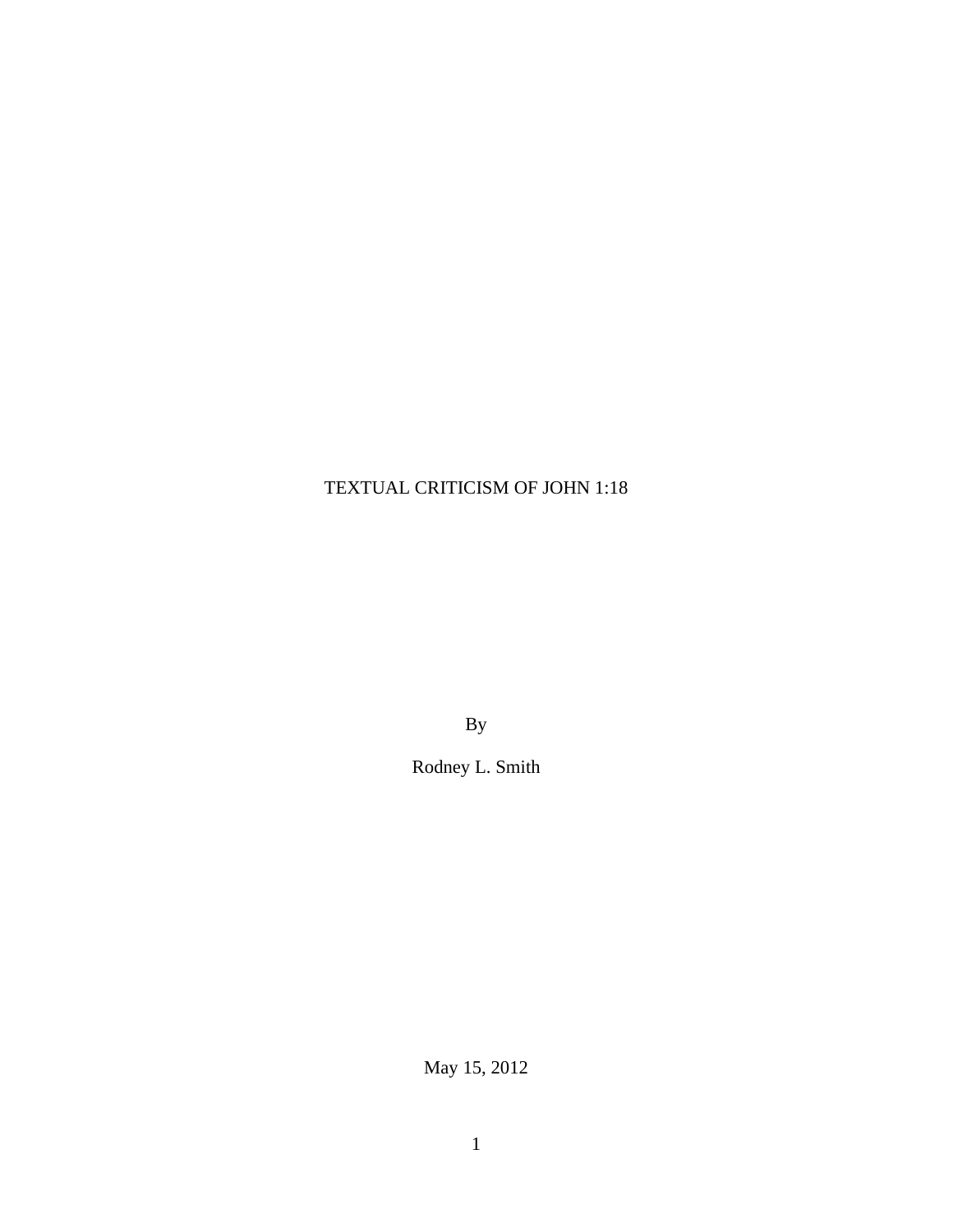# TEXTUAL CRITICISM OF JOHN 1:18

By

Rodney L. Smith

May 15, 2012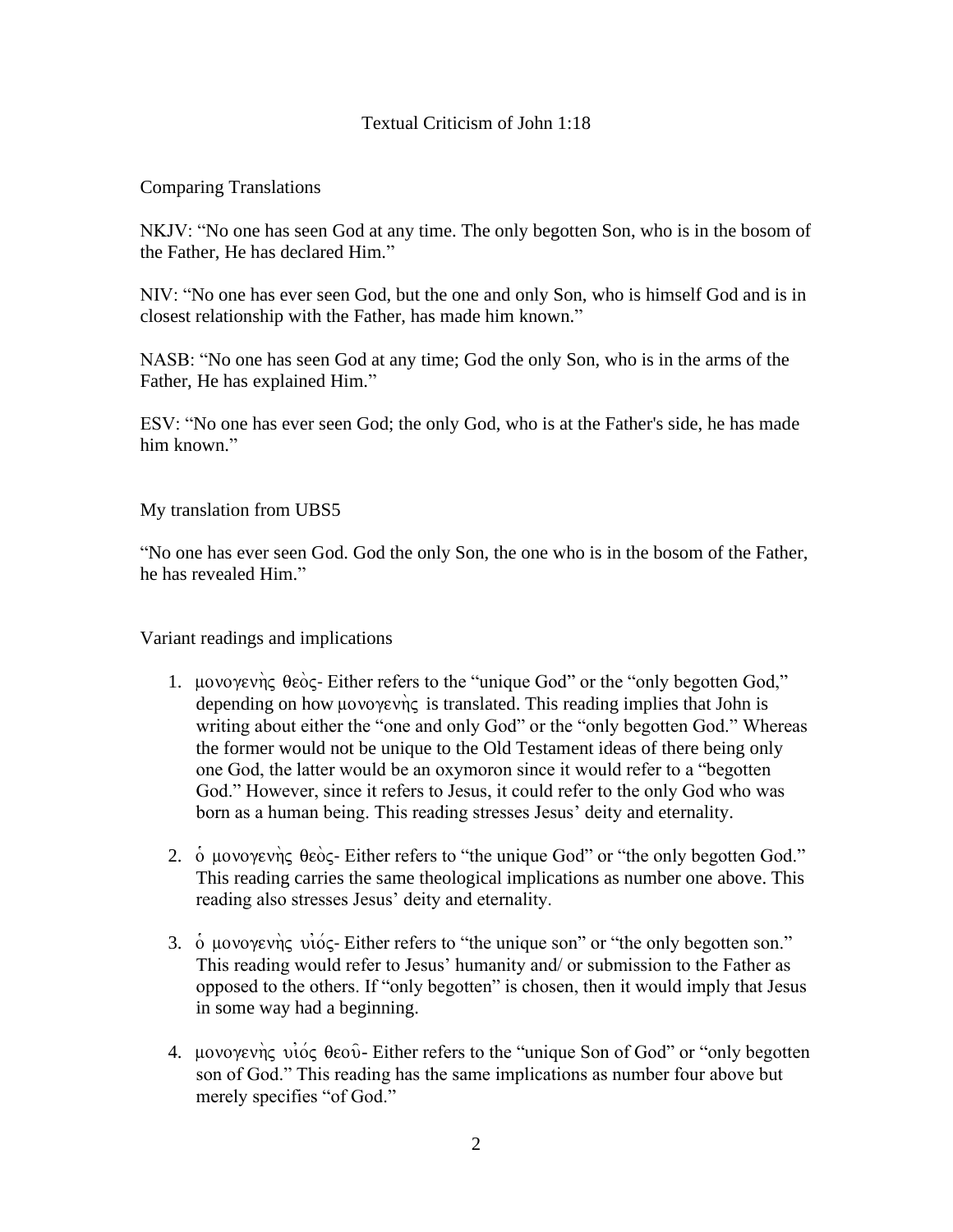Textual Criticism of John 1:18

Comparing Translations

NKJV: “No one has seen God at any time. The only begotten Son, who is in the bosom of the Father, He has declared Him.”

NIV: “No one has ever seen God, but the one and only Son, who is himself God and is in closest relationship with the Father, has made him known.”

NASB: “No one has seen God at any time; God the only Son, who is in the arms of the Father, He has explained Him.”

ESV: “No one has ever seen God; the only God, who is at the Father's side, he has made him known.”

My translation from UBS5

“No one has ever seen God. God the only Son, the one who is in the bosom of the Father, he has revealed Him.”

Variant readings and implications

1. μονογενὴς θεὸς- Either refers to the “unique God” or the “only begotten God,” depending on how μονογενὴς is translated. This reading implies that John is writing about either the “one and only God” or the “only begotten God.” Whereas the former would not be unique to the Old Testament ideas of there being only one God, the latter would be an oxymoron since it would refer to a “begotten God.” However, since it refers to Jesus, it could refer to the only God who was born as a human being. This reading stresses Jesus’ deity and eternality.

2. ὁ μονογενὴς θεὸς- Either refers to “the unique God” or “the only begotten God.” This reading carries the same theological implications as number one above. This reading also stresses Jesus’ deity and eternality.

3. ὁ μονογενὴς υἱός- Either refers to “the unique son” or “the only begotten son.” This reading would refer to Jesus’ humanity and/ or submission to the Father as opposed to the others. If “only begotten” is chosen, then it would imply that Jesus in some way had a beginning.

4. μονογενὴς υἱός θεοῦ- Either refers to the “unique Son of God” or “only begotten son of God.” This reading has the same implications as number four above but merely specifies “of God.”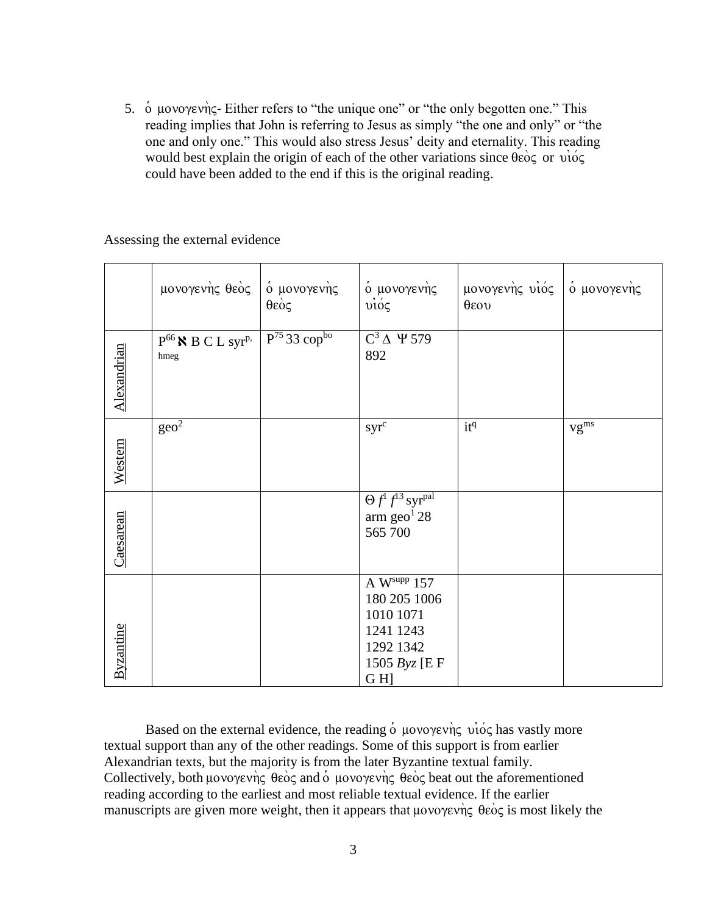5. ὁ μονογενὴς- Either refers to "the unique one" or "the only begotten one." This reading implies that John is referring to Jesus as simply "the one and only" or "the one and only one." This would also stress Jesus' deity and eternality. This reading would best explain the origin of each of the other variations since θεὸς or υἱός could have been added to the end if this is the original reading.

Assessing the external evidence

| | μονογενὴς θεὸς | ὁ μονογενὴς θεὸς | ὁ μονογενὴς υἱός | μονογενὴς υἱός θεου | ὁ μονογενὴς |
|---|---|---|---|---|---|
| Alexandrian | P[66] ℵ B C L syr[p, hmeg] | P[75] 33 cop[bo] | C[3] Δ Ψ 579 892 | | |
| Western | geo[2] | | syr[c] | it[q] | vg[ms] |
| Caesarean | | | Θ f[1] f[13] syr[pal] arm geo[1] 28 565 700 | | |
| Byzantine | | | A W[supp] 157 180 205 1006 1010 1071 1241 1243 1292 1342 1505 *Byz* [E F G H] | | |

Based on the external evidence, the reading ὁ μονογενὴς υἱός has vastly more textual support than any of the other readings. Some of this support is from earlier Alexandrian texts, but the majority is from the later Byzantine textual family. Collectively, both μονογενὴς θεὸς and ὁ μονογενὴς θεὸς beat out the aforementioned reading according to the earliest and most reliable textual evidence. If the earlier manuscripts are given more weight, then it appears that μονογενὴς θεὸς is most likely the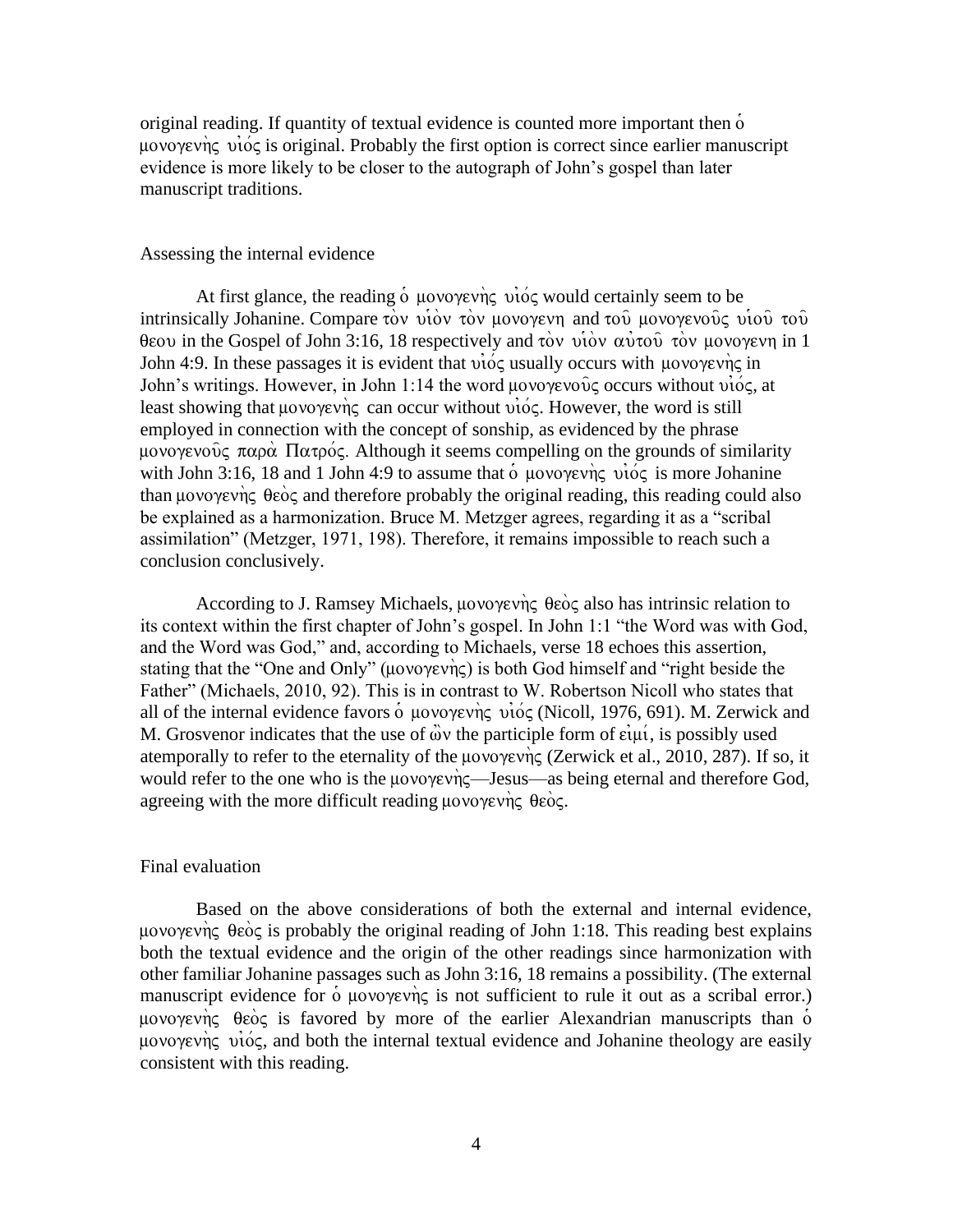original reading. If quantity of textual evidence is counted more important then ὁ μονογενὴς υἱός is original. Probably the first option is correct since earlier manuscript evidence is more likely to be closer to the autograph of John's gospel than later manuscript traditions.

## Assessing the internal evidence

At first glance, the reading ὁ μονογενὴς υἱός would certainly seem to be intrinsically Johanine. Compare τὸν υἱὸν τὸν μονογενη and τοῦ μονογενοῦς υἱοῦ τοῦ θεου in the Gospel of John 3:16, 18 respectively and τὸν υἱὸν αὐτοῦ τὸν μονογενη in 1 John 4:9. In these passages it is evident that υἱός usually occurs with μονογενὴς in John's writings. However, in John 1:14 the word μονογενοῦς occurs without υἱός, at least showing that μονογενὴς can occur without υἱός. However, the word is still employed in connection with the concept of sonship, as evidenced by the phrase μονογενοῦς παρὰ Πατρός. Although it seems compelling on the grounds of similarity with John 3:16, 18 and 1 John 4:9 to assume that ὁ μονογενὴς υἱός is more Johanine than μονογενὴς θεὸς and therefore probably the original reading, this reading could also be explained as a harmonization. Bruce M. Metzger agrees, regarding it as a "scribal assimilation" (Metzger, 1971, 198). Therefore, it remains impossible to reach such a conclusion conclusively.

According to J. Ramsey Michaels, μονογενὴς θεὸς also has intrinsic relation to its context within the first chapter of John's gospel. In John 1:1 "the Word was with God, and the Word was God," and, according to Michaels, verse 18 echoes this assertion, stating that the "One and Only" (μονογενὴς) is both God himself and "right beside the Father" (Michaels, 2010, 92). This is in contrast to W. Robertson Nicoll who states that all of the internal evidence favors ὁ μονογενὴς υἱός (Nicoll, 1976, 691). M. Zerwick and M. Grosvenor indicates that the use of ὢν the participle form of εἰμί, is possibly used atemporally to refer to the eternality of the μονογενὴς (Zerwick et al., 2010, 287). If so, it would refer to the one who is the μονογενὴς—Jesus—as being eternal and therefore God, agreeing with the more difficult reading μονογενὴς θεὸς.

## Final evaluation

Based on the above considerations of both the external and internal evidence, μονογενὴς θεὸς is probably the original reading of John 1:18. This reading best explains both the textual evidence and the origin of the other readings since harmonization with other familiar Johanine passages such as John 3:16, 18 remains a possibility. (The external manuscript evidence for ὁ μονογενὴς is not sufficient to rule it out as a scribal error.) μονογενὴς θεὸς is favored by more of the earlier Alexandrian manuscripts than ὁ μονογενὴς υἱός, and both the internal textual evidence and Johanine theology are easily consistent with this reading.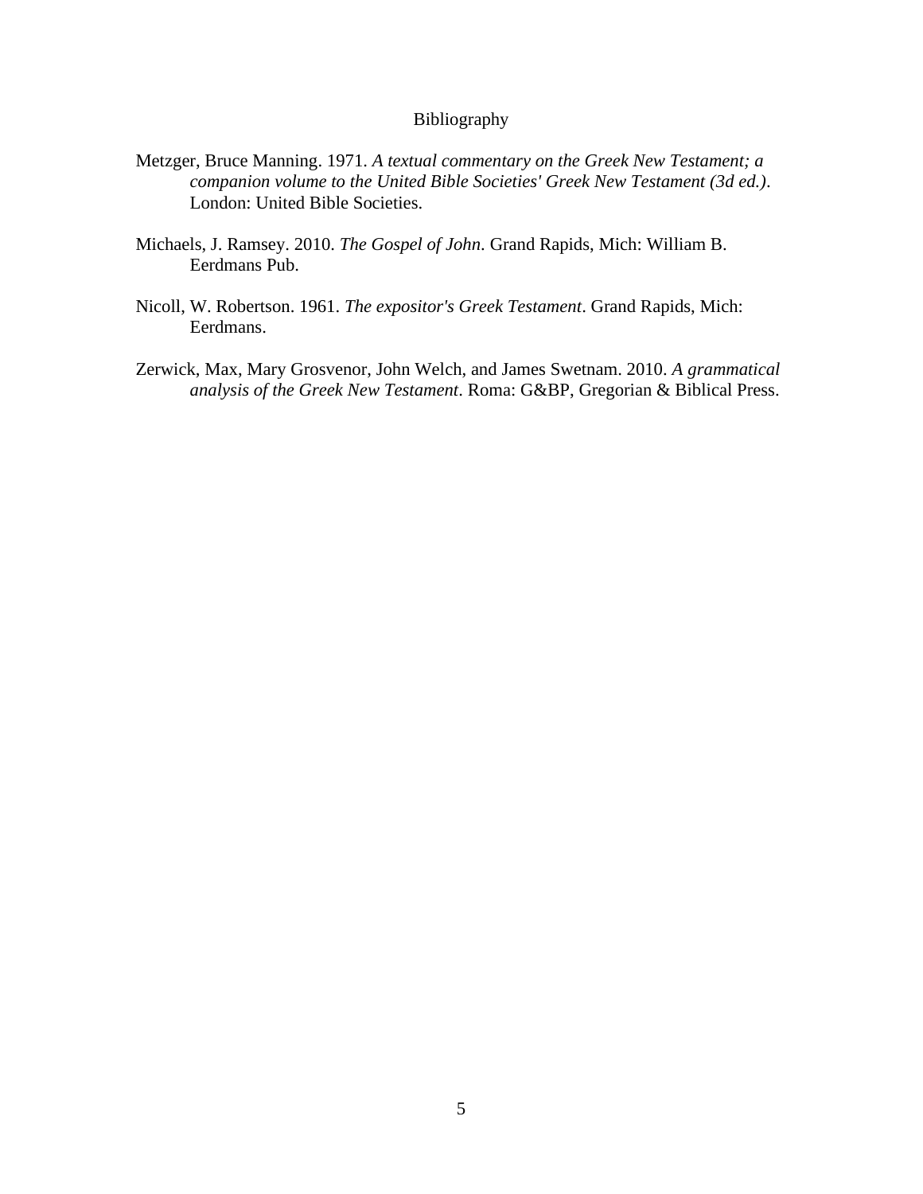# Bibliography

Metzger, Bruce Manning. 1971. *A textual commentary on the Greek New Testament; a companion volume to the United Bible Societies' Greek New Testament (3d ed.)*. London: United Bible Societies.

Michaels, J. Ramsey. 2010. *The Gospel of John*. Grand Rapids, Mich: William B. Eerdmans Pub.

Nicoll, W. Robertson. 1961. *The expositor's Greek Testament*. Grand Rapids, Mich: Eerdmans.

Zerwick, Max, Mary Grosvenor, John Welch, and James Swetnam. 2010. *A grammatical analysis of the Greek New Testament*. Roma: G&BP, Gregorian & Biblical Press.